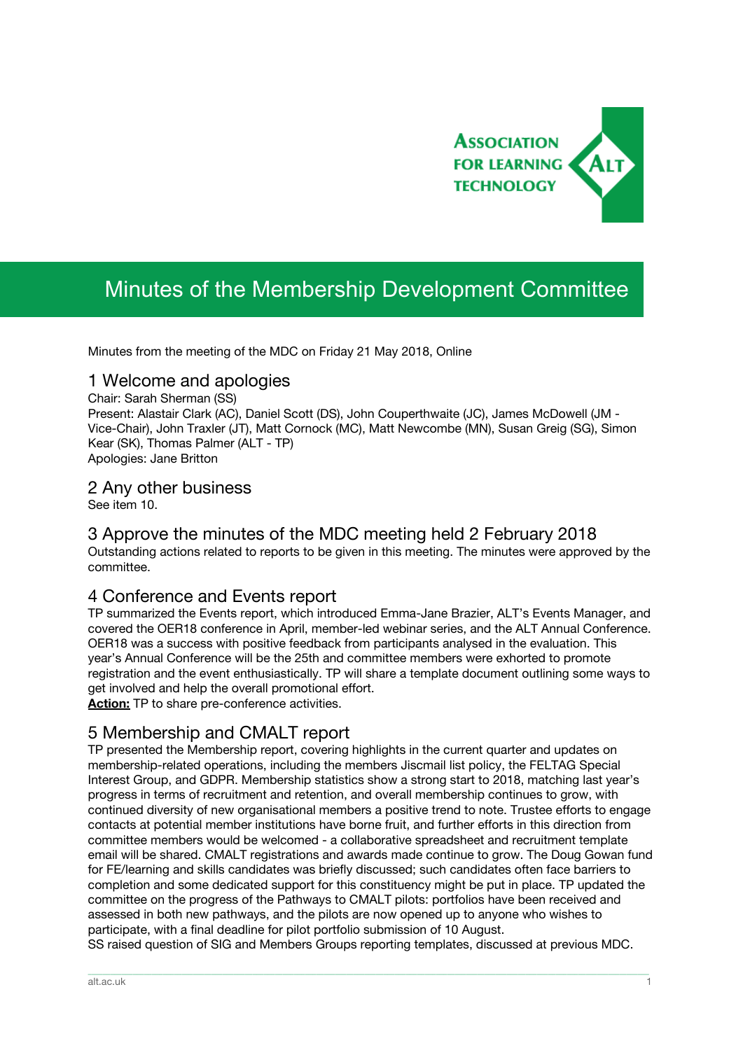# Minutes of the Membership Development Committee

Minutes from the meeting of the MDC on Friday 21 May 2018, Online

## 1 Welcome and apologies

Chair: Sarah Sherman (SS)
Present: Alastair Clark (AC), Daniel Scott (DS), John Couperthwaite (JC), James McDowell (JM - Vice-Chair), John Traxler (JT), Matt Cornock (MC), Matt Newcombe (MN), Susan Greig (SG), Simon Kear (SK), Thomas Palmer (ALT - TP)
Apologies: Jane Britton

## 2 Any other business

See item 10.

## 3 Approve the minutes of the MDC meeting held 2 February 2018

Outstanding actions related to reports to be given in this meeting. The minutes were approved by the committee.

## 4 Conference and Events report

TP summarized the Events report, which introduced Emma-Jane Brazier, ALT's Events Manager, and covered the OER18 conference in April, member-led webinar series, and the ALT Annual Conference. OER18 was a success with positive feedback from participants analysed in the evaluation. This year's Annual Conference will be the 25th and committee members were exhorted to promote registration and the event enthusiastically. TP will share a template document outlining some ways to get involved and help the overall promotional effort.
**Action:** TP to share pre-conference activities.

## 5 Membership and CMALT report

TP presented the Membership report, covering highlights in the current quarter and updates on membership-related operations, including the members Jiscmail list policy, the FELTAG Special Interest Group, and GDPR. Membership statistics show a strong start to 2018, matching last year's progress in terms of recruitment and retention, and overall membership continues to grow, with continued diversity of new organisational members a positive trend to note. Trustee efforts to engage contacts at potential member institutions have borne fruit, and further efforts in this direction from committee members would be welcomed - a collaborative spreadsheet and recruitment template email will be shared. CMALT registrations and awards made continue to grow. The Doug Gowan fund for FE/learning and skills candidates was briefly discussed; such candidates often face barriers to completion and some dedicated support for this constituency might be put in place. TP updated the committee on the progress of the Pathways to CMALT pilots: portfolios have been received and assessed in both new pathways, and the pilots are now opened up to anyone who wishes to participate, with a final deadline for pilot portfolio submission of 10 August.
SS raised question of SIG and Members Groups reporting templates, discussed at previous MDC.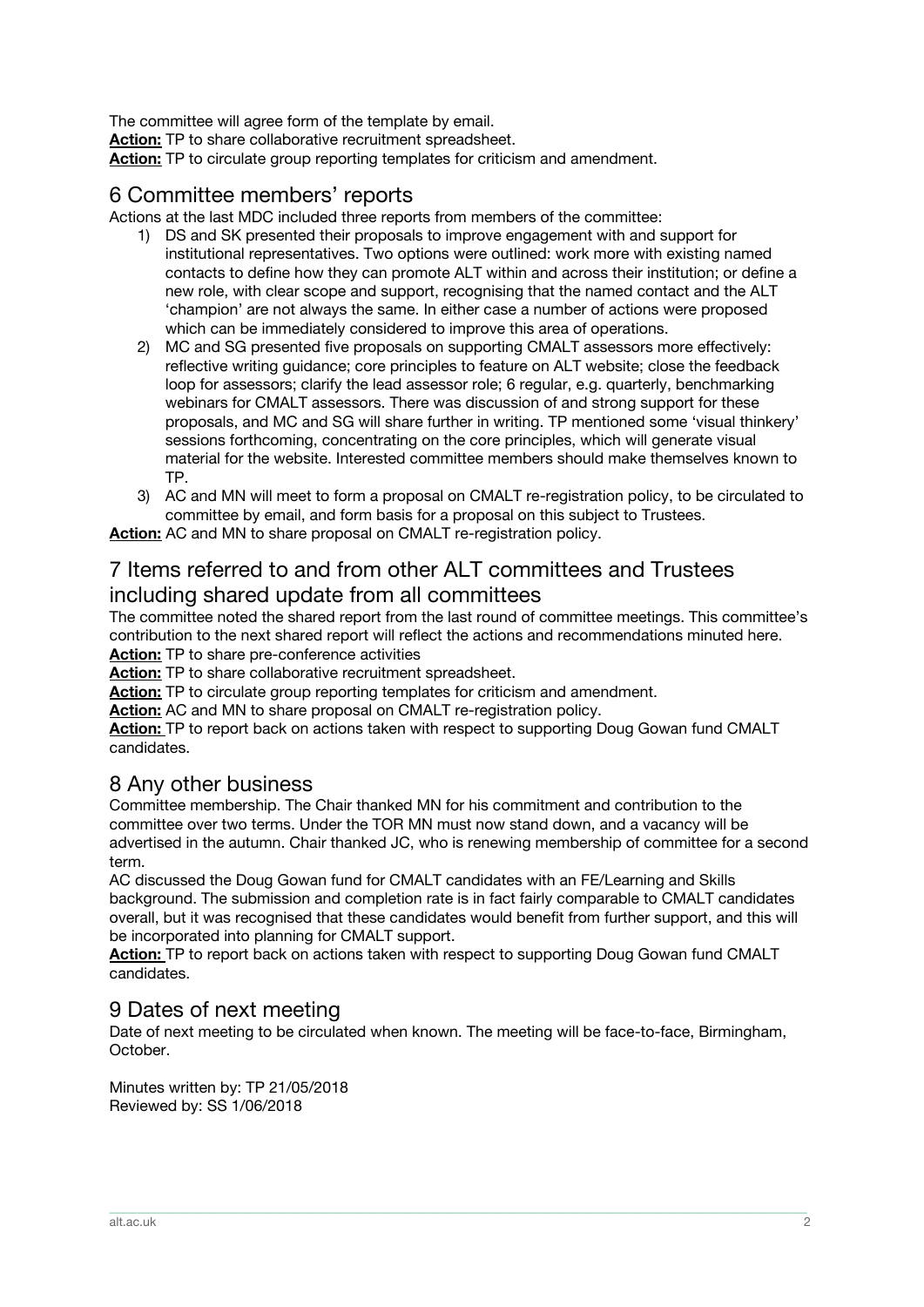The committee will agree form of the template by email.
**Action:** TP to share collaborative recruitment spreadsheet.
**Action:** TP to circulate group reporting templates for criticism and amendment.

## 6 Committee members' reports

Actions at the last MDC included three reports from members of the committee:

1) DS and SK presented their proposals to improve engagement with and support for institutional representatives. Two options were outlined: work more with existing named contacts to define how they can promote ALT within and across their institution; or define a new role, with clear scope and support, recognising that the named contact and the ALT 'champion' are not always the same. In either case a number of actions were proposed which can be immediately considered to improve this area of operations.
2) MC and SG presented five proposals on supporting CMALT assessors more effectively: reflective writing guidance; core principles to feature on ALT website; close the feedback loop for assessors; clarify the lead assessor role; 6 regular, e.g. quarterly, benchmarking webinars for CMALT assessors. There was discussion of and strong support for these proposals, and MC and SG will share further in writing. TP mentioned some 'visual thinkery' sessions forthcoming, concentrating on the core principles, which will generate visual material for the website. Interested committee members should make themselves known to TP.
3) AC and MN will meet to form a proposal on CMALT re-registration policy, to be circulated to committee by email, and form basis for a proposal on this subject to Trustees.

**Action:** AC and MN to share proposal on CMALT re-registration policy.

## 7 Items referred to and from other ALT committees and Trustees including shared update from all committees

The committee noted the shared report from the last round of committee meetings. This committee's contribution to the next shared report will reflect the actions and recommendations minuted here.
**Action:** TP to share pre-conference activities
**Action:** TP to share collaborative recruitment spreadsheet.
**Action:** TP to circulate group reporting templates for criticism and amendment.
**Action:** AC and MN to share proposal on CMALT re-registration policy.
**Action:** TP to report back on actions taken with respect to supporting Doug Gowan fund CMALT candidates.

## 8 Any other business

Committee membership. The Chair thanked MN for his commitment and contribution to the committee over two terms. Under the TOR MN must now stand down, and a vacancy will be advertised in the autumn. Chair thanked JC, who is renewing membership of committee for a second term.

AC discussed the Doug Gowan fund for CMALT candidates with an FE/Learning and Skills background. The submission and completion rate is in fact fairly comparable to CMALT candidates overall, but it was recognised that these candidates would benefit from further support, and this will be incorporated into planning for CMALT support.

**Action:** TP to report back on actions taken with respect to supporting Doug Gowan fund CMALT candidates.

## 9 Dates of next meeting

Date of next meeting to be circulated when known. The meeting will be face-to-face, Birmingham, October.

Minutes written by: TP 21/05/2018
Reviewed by: SS 1/06/2018